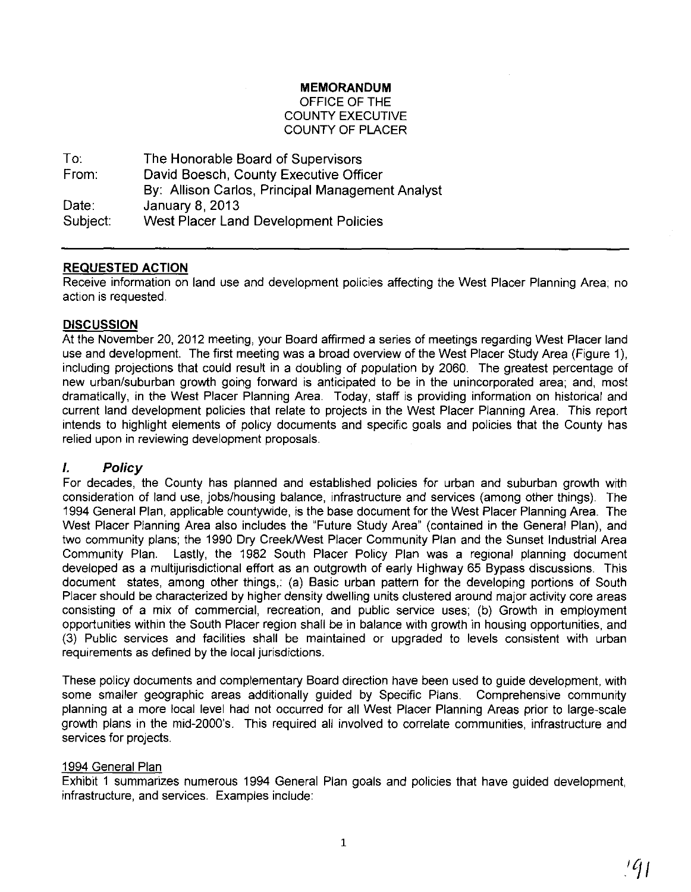**MEMORANDUM**
OFFICE OF THE
COUNTY EXECUTIVE
COUNTY OF PLACER

To: The Honorable Board of Supervisors
From: David Boesch, County Executive Officer
By: Allison Carlos, Principal Management Analyst
Date: January 8, 2013
Subject: West Placer Land Development Policies

---

## REQUESTED ACTION

Receive information on land use and development policies affecting the West Placer Planning Area; no action is requested.

## DISCUSSION

At the November 20, 2012 meeting, your Board affirmed a series of meetings regarding West Placer land use and development. The first meeting was a broad overview of the West Placer Study Area (Figure 1), including projections that could result in a doubling of population by 2060. The greatest percentage of new urban/suburban growth going forward is anticipated to be in the unincorporated area; and, most dramatically, in the West Placer Planning Area. Today, staff is providing information on historical and current land development policies that relate to projects in the West Placer Planning Area. This report intends to highlight elements of policy documents and specific goals and policies that the County has relied upon in reviewing development proposals.

## *I. Policy*

For decades, the County has planned and established policies for urban and suburban growth with consideration of land use, jobs/housing balance, infrastructure and services (among other things). The 1994 General Plan, applicable countywide, is the base document for the West Placer Planning Area. The West Placer Planning Area also includes the "Future Study Area" (contained in the General Plan), and two community plans; the 1990 Dry Creek/West Placer Community Plan and the Sunset Industrial Area Community Plan. Lastly, the 1982 South Placer Policy Plan was a regional planning document developed as a multijurisdictional effort as an outgrowth of early Highway 65 Bypass discussions. This document states, among other things,: (a) Basic urban pattern for the developing portions of South Placer should be characterized by higher density dwelling units clustered around major activity core areas consisting of a mix of commercial, recreation, and public service uses; (b) Growth in employment opportunities within the South Placer region shall be in balance with growth in housing opportunities, and (3) Public services and facilities shall be maintained or upgraded to levels consistent with urban requirements as defined by the local jurisdictions.

These policy documents and complementary Board direction have been used to guide development, with some smaller geographic areas additionally guided by Specific Plans. Comprehensive community planning at a more local level had not occurred for all West Placer Planning Areas prior to large-scale growth plans in the mid-2000's. This required all involved to correlate communities, infrastructure and services for projects.

1994 General Plan

Exhibit 1 summarizes numerous 1994 General Plan goals and policies that have guided development, infrastructure, and services. Examples include: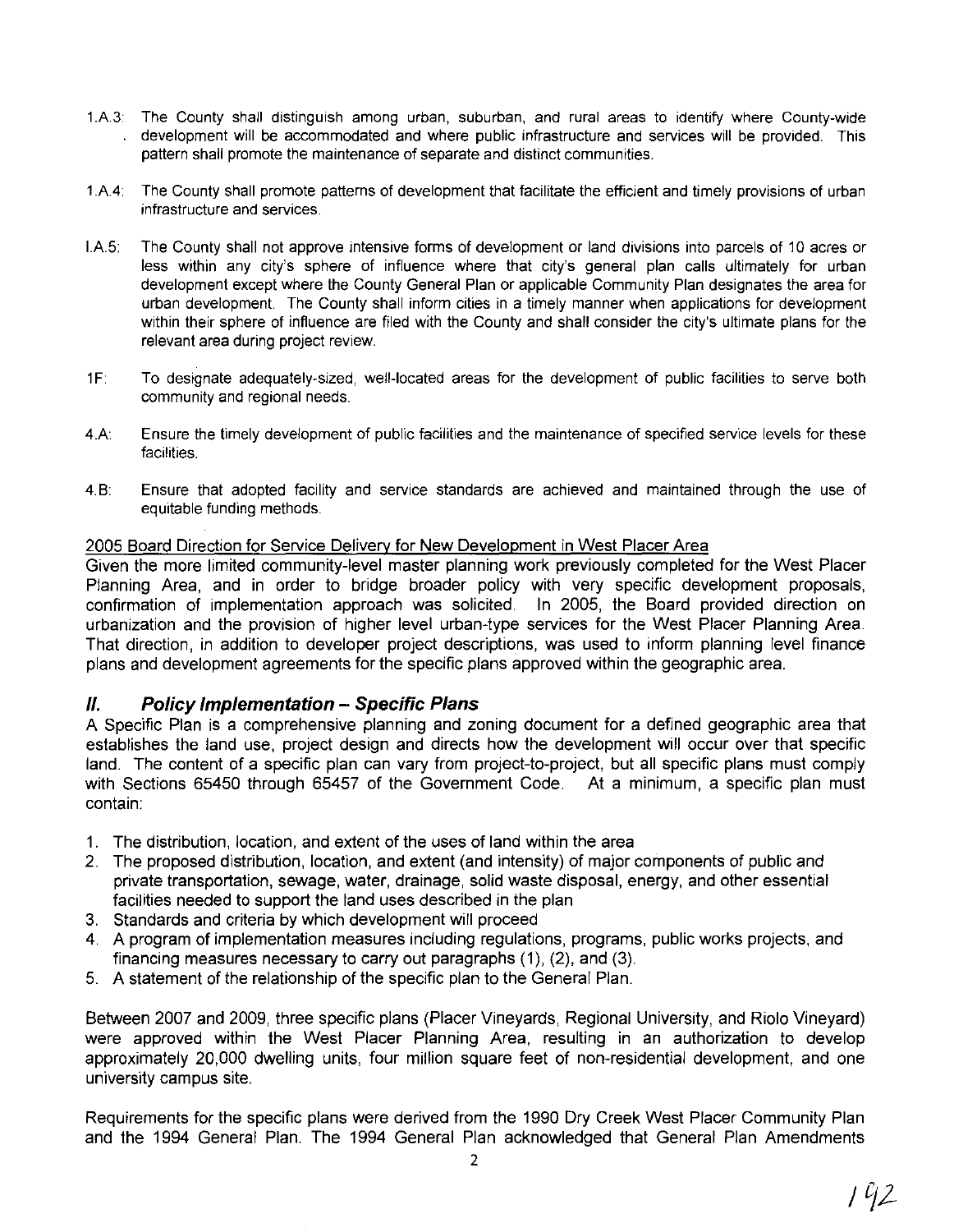1.A.3: The County shall distinguish among urban, suburban, and rural areas to identify where County-wide development will be accommodated and where public infrastructure and services will be provided. This pattern shall promote the maintenance of separate and distinct communities.

1.A.4: The County shall promote patterns of development that facilitate the efficient and timely provisions of urban infrastructure and services.

I.A.5: The County shall not approve intensive forms of development or land divisions into parcels of 10 acres or less within any city's sphere of influence where that city's general plan calls ultimately for urban development except where the County General Plan or applicable Community Plan designates the area for urban development. The County shall inform cities in a timely manner when applications for development within their sphere of influence are filed with the County and shall consider the city's ultimate plans for the relevant area during project review.

1F: To designate adequately-sized, well-located areas for the development of public facilities to serve both community and regional needs.

4.A: Ensure the timely development of public facilities and the maintenance of specified service levels for these facilities.

4.B: Ensure that adopted facility and service standards are achieved and maintained through the use of equitable funding methods.

2005 Board Direction for Service Delivery for New Development in West Placer Area

Given the more limited community-level master planning work previously completed for the West Placer Planning Area, and in order to bridge broader policy with very specific development proposals, confirmation of implementation approach was solicited. In 2005, the Board provided direction on urbanization and the provision of higher level urban-type services for the West Placer Planning Area. That direction, in addition to developer project descriptions, was used to inform planning level finance plans and development agreements for the specific plans approved within the geographic area.

## *II. Policy Implementation – Specific Plans*

A Specific Plan is a comprehensive planning and zoning document for a defined geographic area that establishes the land use, project design and directs how the development will occur over that specific land. The content of a specific plan can vary from project-to-project, but all specific plans must comply with Sections 65450 through 65457 of the Government Code. At a minimum, a specific plan must contain:

1. The distribution, location, and extent of the uses of land within the area
2. The proposed distribution, location, and extent (and intensity) of major components of public and private transportation, sewage, water, drainage, solid waste disposal, energy, and other essential facilities needed to support the land uses described in the plan
3. Standards and criteria by which development will proceed
4. A program of implementation measures including regulations, programs, public works projects, and financing measures necessary to carry out paragraphs (1), (2), and (3).
5. A statement of the relationship of the specific plan to the General Plan.

Between 2007 and 2009, three specific plans (Placer Vineyards, Regional University, and Riolo Vineyard) were approved within the West Placer Planning Area, resulting in an authorization to develop approximately 20,000 dwelling units, four million square feet of non-residential development, and one university campus site.

Requirements for the specific plans were derived from the 1990 Dry Creek West Placer Community Plan and the 1994 General Plan. The 1994 General Plan acknowledged that General Plan Amendments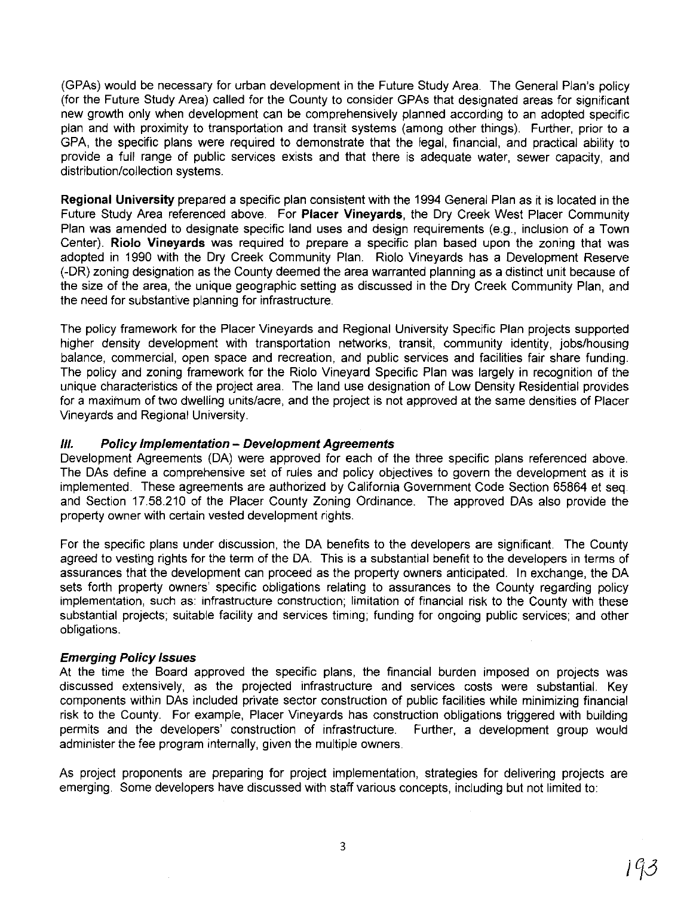(GPAs) would be necessary for urban development in the Future Study Area. The General Plan's policy (for the Future Study Area) called for the County to consider GPAs that designated areas for significant new growth only when development can be comprehensively planned according to an adopted specific plan and with proximity to transportation and transit systems (among other things). Further, prior to a GPA, the specific plans were required to demonstrate that the legal, financial, and practical ability to provide a full range of public services exists and that there is adequate water, sewer capacity, and distribution/collection systems.

**Regional University** prepared a specific plan consistent with the 1994 General Plan as it is located in the Future Study Area referenced above. For **Placer Vineyards**, the Dry Creek West Placer Community Plan was amended to designate specific land uses and design requirements (e.g., inclusion of a Town Center). **Riolo Vineyards** was required to prepare a specific plan based upon the zoning that was adopted in 1990 with the Dry Creek Community Plan. Riolo Vineyards has a Development Reserve (-DR) zoning designation as the County deemed the area warranted planning as a distinct unit because of the size of the area, the unique geographic setting as discussed in the Dry Creek Community Plan, and the need for substantive planning for infrastructure.

The policy framework for the Placer Vineyards and Regional University Specific Plan projects supported higher density development with transportation networks, transit, community identity, jobs/housing balance, commercial, open space and recreation, and public services and facilities fair share funding. The policy and zoning framework for the Riolo Vineyard Specific Plan was largely in recognition of the unique characteristics of the project area. The land use designation of Low Density Residential provides for a maximum of two dwelling units/acre, and the project is not approved at the same densities of Placer Vineyards and Regional University.

### *III. Policy Implementation – Development Agreements*

Development Agreements (DA) were approved for each of the three specific plans referenced above. The DAs define a comprehensive set of rules and policy objectives to govern the development as it is implemented. These agreements are authorized by California Government Code Section 65864 et seq. and Section 17.58.210 of the Placer County Zoning Ordinance. The approved DAs also provide the property owner with certain vested development rights.

For the specific plans under discussion, the DA benefits to the developers are significant. The County agreed to vesting rights for the term of the DA. This is a substantial benefit to the developers in terms of assurances that the development can proceed as the property owners anticipated. In exchange, the DA sets forth property owners' specific obligations relating to assurances to the County regarding policy implementation, such as: infrastructure construction; limitation of financial risk to the County with these substantial projects; suitable facility and services timing; funding for ongoing public services; and other obligations.

#### *Emerging Policy Issues*

At the time the Board approved the specific plans, the financial burden imposed on projects was discussed extensively, as the projected infrastructure and services costs were substantial. Key components within DAs included private sector construction of public facilities while minimizing financial risk to the County. For example, Placer Vineyards has construction obligations triggered with building permits and the developers' construction of infrastructure. Further, a development group would administer the fee program internally, given the multiple owners.

As project proponents are preparing for project implementation, strategies for delivering projects are emerging. Some developers have discussed with staff various concepts, including but not limited to: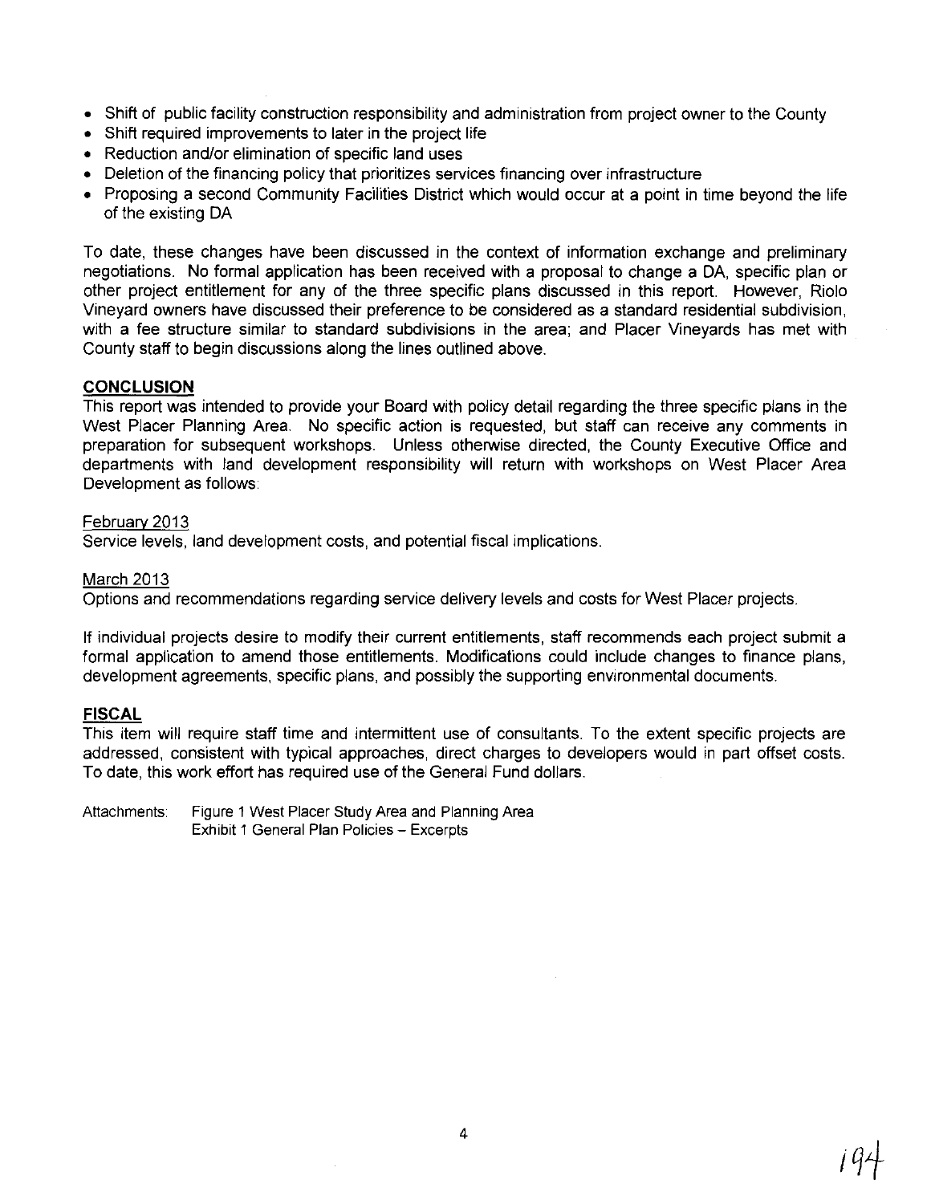- Shift of public facility construction responsibility and administration from project owner to the County
- Shift required improvements to later in the project life
- Reduction and/or elimination of specific land uses
- Deletion of the financing policy that prioritizes services financing over infrastructure
- Proposing a second Community Facilities District which would occur at a point in time beyond the life of the existing DA

To date, these changes have been discussed in the context of information exchange and preliminary negotiations. No formal application has been received with a proposal to change a DA, specific plan or other project entitlement for any of the three specific plans discussed in this report. However, Riolo Vineyard owners have discussed their preference to be considered as a standard residential subdivision, with a fee structure similar to standard subdivisions in the area; and Placer Vineyards has met with County staff to begin discussions along the lines outlined above.

## CONCLUSION

This report was intended to provide your Board with policy detail regarding the three specific plans in the West Placer Planning Area. No specific action is requested, but staff can receive any comments in preparation for subsequent workshops. Unless otherwise directed, the County Executive Office and departments with land development responsibility will return with workshops on West Placer Area Development as follows:

February 2013
Service levels, land development costs, and potential fiscal implications.

March 2013
Options and recommendations regarding service delivery levels and costs for West Placer projects.

If individual projects desire to modify their current entitlements, staff recommends each project submit a formal application to amend those entitlements. Modifications could include changes to finance plans, development agreements, specific plans, and possibly the supporting environmental documents.

## FISCAL

This item will require staff time and intermittent use of consultants. To the extent specific projects are addressed, consistent with typical approaches, direct charges to developers would in part offset costs. To date, this work effort has required use of the General Fund dollars.

Attachments: Figure 1 West Placer Study Area and Planning Area
Exhibit 1 General Plan Policies – Excerpts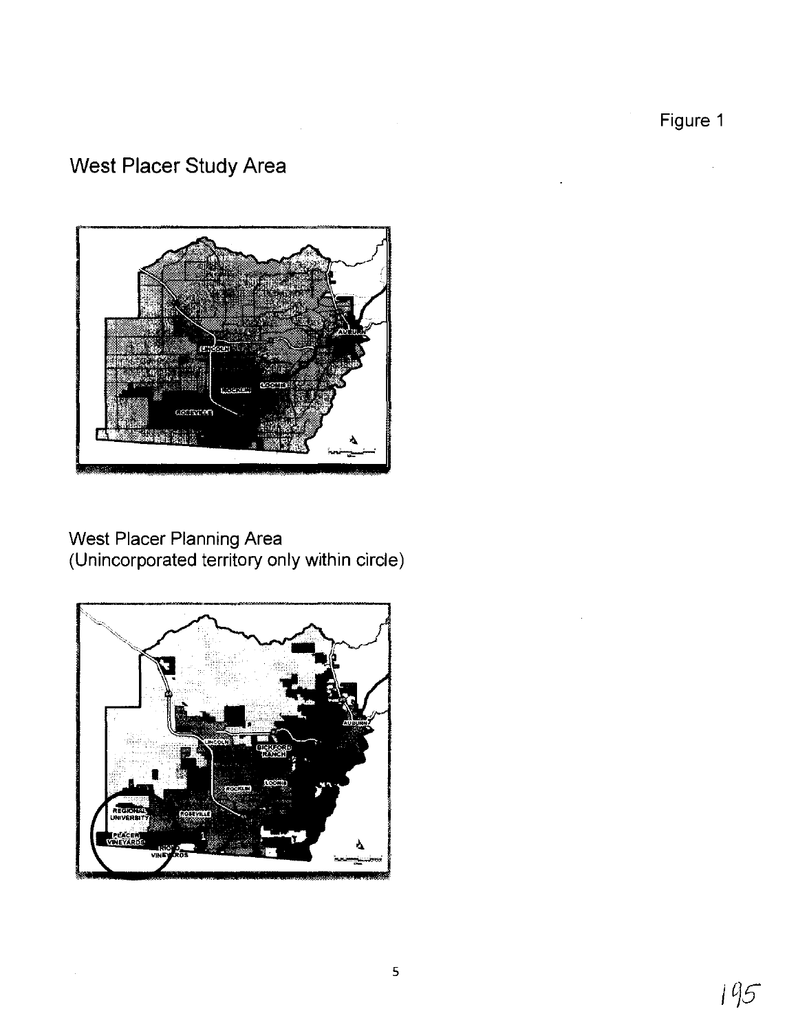Figure 1

## West Placer Study Area

West Placer Planning Area
(Unincorporated territory only within circle)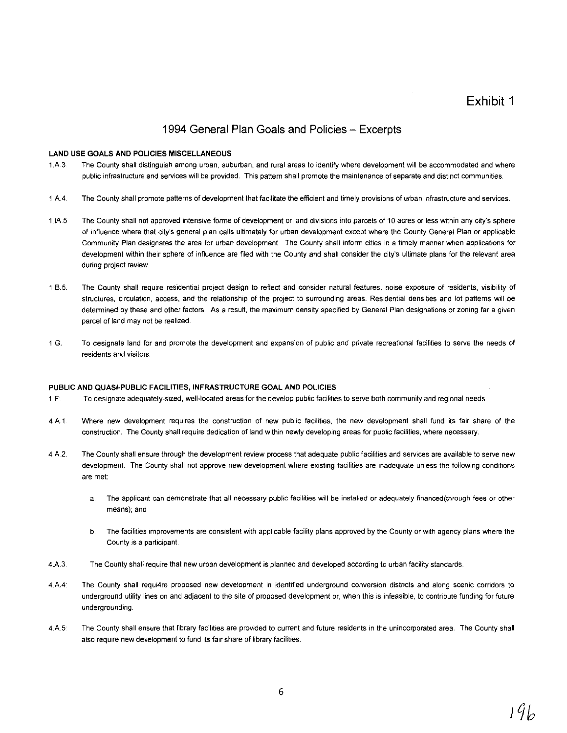# Exhibit 1

## 1994 General Plan Goals and Policies – Excerpts

### LAND USE GOALS AND POLICIES MISCELLANEOUS

1.A.3. The County shall distinguish among urban, suburban, and rural areas to identify where development will be accommodated and where public infrastructure and services will be provided. This pattern shall promote the maintenance of separate and distinct communities.

1.A.4. The County shall promote patterns of development that facilitate the efficient and timely provisions of urban infrastructure and services.

1.IA.5 The County shall not approved intensive forms of development or land divisions into parcels of 10 acres or less within any city's sphere of influence where that city's general plan calls ultimately for urban development except where the County General Plan or applicable Community Plan designates the area for urban development. The County shall inform cities in a timely manner when applications for development within their sphere of influence are filed with the County and shall consider the city's ultimate plans for the relevant area during project review.

1.B.5. The County shall require residential project design to reflect and consider natural features, noise exposure of residents, visibility of structures, circulation, access, and the relationship of the project to surrounding areas. Residential densities and lot patterns will be determined by these and other factors. As a result, the maximum density specified by General Plan designations or zoning far a given parcel of land may not be realized.

1.G. To designate land for and promote the development and expansion of public and private recreational facilities to serve the needs of residents and visitors.

### PUBLIC AND QUASI-PUBLIC FACILITIES, INFRASTRUCTURE GOAL AND POLICIES

1.F: To designate adequately-sized, well-located areas for the develop public facilities to serve both community and regional needs.

4.A.1. Where new development requires the construction of new public facilities, the new development shall fund its fair share of the construction. The County shall require dedication of land within newly developing areas for public facilities, where necessary.

4.A.2. The County shall ensure through the development review process that adequate public facilities and services are available to serve new development. The County shall not approve new development where existing facilities are inadequate unless the following conditions are met:

a. The applicant can demonstrate that all necessary public facilities will be installed or adequately financed(through fees or other means); and

b. The facilities improvements are consistent with applicable facility plans approved by the County or with agency plans where the County is a participant.

4.A.3. The County shall require that new urban development is planned and developed according to urban facility standards.

4.A.4: The County shall requi4re proposed new development in identified underground conversion districts and along scenic corridors to underground utility lines on and adjacent to the site of proposed development or, when this is infeasible, to contribute funding for future undergrounding.

4.A.5: The County shall ensure that library facilities are provided to current and future residents in the unincorporated area. The County shall also require new development to fund its fair share of library facilities.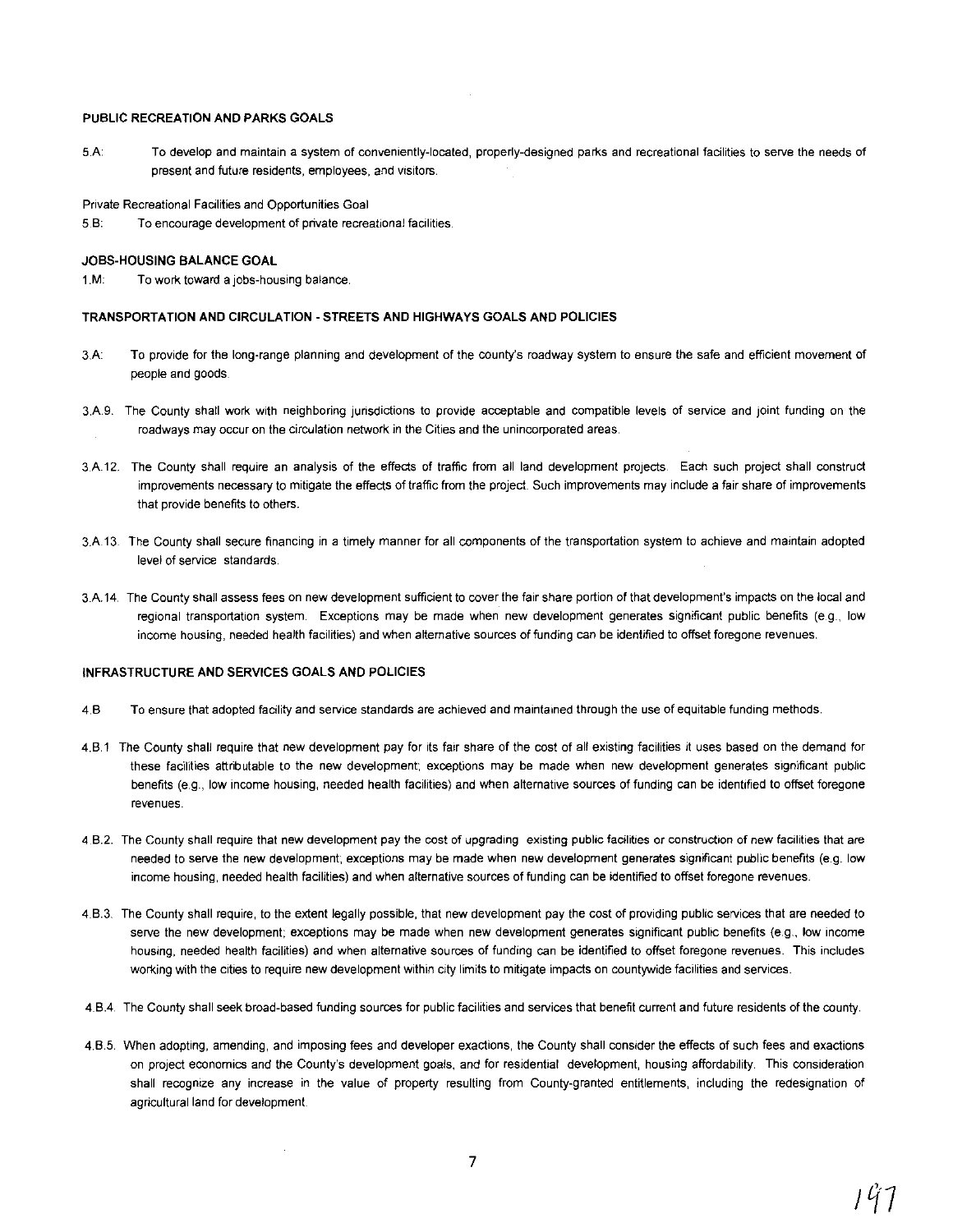### PUBLIC RECREATION AND PARKS GOALS

5.A: To develop and maintain a system of conveniently-located, properly-designed parks and recreational facilities to serve the needs of present and future residents, employees, and visitors.

Private Recreational Facilities and Opportunities Goal

5.B: To encourage development of private recreational facilities.

### JOBS-HOUSING BALANCE GOAL

1.M: To work toward a jobs-housing balance.

### TRANSPORTATION AND CIRCULATION - STREETS AND HIGHWAYS GOALS AND POLICIES

3.A: To provide for the long-range planning and development of the county's roadway system to ensure the safe and efficient movement of people and goods.

3.A.9. The County shall work with neighboring jurisdictions to provide acceptable and compatible levels of service and joint funding on the roadways may occur on the circulation network in the Cities and the unincorporated areas.

3.A.12. The County shall require an analysis of the effects of traffic from all land development projects. Each such project shall construct improvements necessary to mitigate the effects of traffic from the project. Such improvements may include a fair share of improvements that provide benefits to others.

3.A.13. The County shall secure financing in a timely manner for all components of the transportation system to achieve and maintain adopted level of service standards.

3.A.14. The County shall assess fees on new development sufficient to cover the fair share portion of that development's impacts on the local and regional transportation system. Exceptions may be made when new development generates significant public benefits (e.g., low income housing, needed health facilities) and when alternative sources of funding can be identified to offset foregone revenues.

### INFRASTRUCTURE AND SERVICES GOALS AND POLICIES

4.B To ensure that adopted facility and service standards are achieved and maintained through the use of equitable funding methods.

4.B.1 The County shall require that new development pay for its fair share of the cost of all existing facilities it uses based on the demand for these facilities attributable to the new development; exceptions may be made when new development generates significant public benefits (e.g., low income housing, needed health facilities) and when alternative sources of funding can be identified to offset foregone revenues.

4.B.2. The County shall require that new development pay the cost of upgrading existing public facilities or construction of new facilities that are needed to serve the new development; exceptions may be made when new development generates significant public benefits (e.g. low income housing, needed health facilities) and when alternative sources of funding can be identified to offset foregone revenues.

4.B.3. The County shall require, to the extent legally possible, that new development pay the cost of providing public services that are needed to serve the new development; exceptions may be made when new development generates significant public benefits (e.g., low income housing, needed health facilities) and when alternative sources of funding can be identified to offset foregone revenues. This includes working with the cities to require new development within city limits to mitigate impacts on countywide facilities and services.

4.B.4. The County shall seek broad-based funding sources for public facilities and services that benefit current and future residents of the county.

4.B.5. When adopting, amending, and imposing fees and developer exactions, the County shall consider the effects of such fees and exactions on project economics and the County's development goals, and for residential development, housing affordability. This consideration shall recognize any increase in the value of property resulting from County-granted entitlements, including the redesignation of agricultural land for development.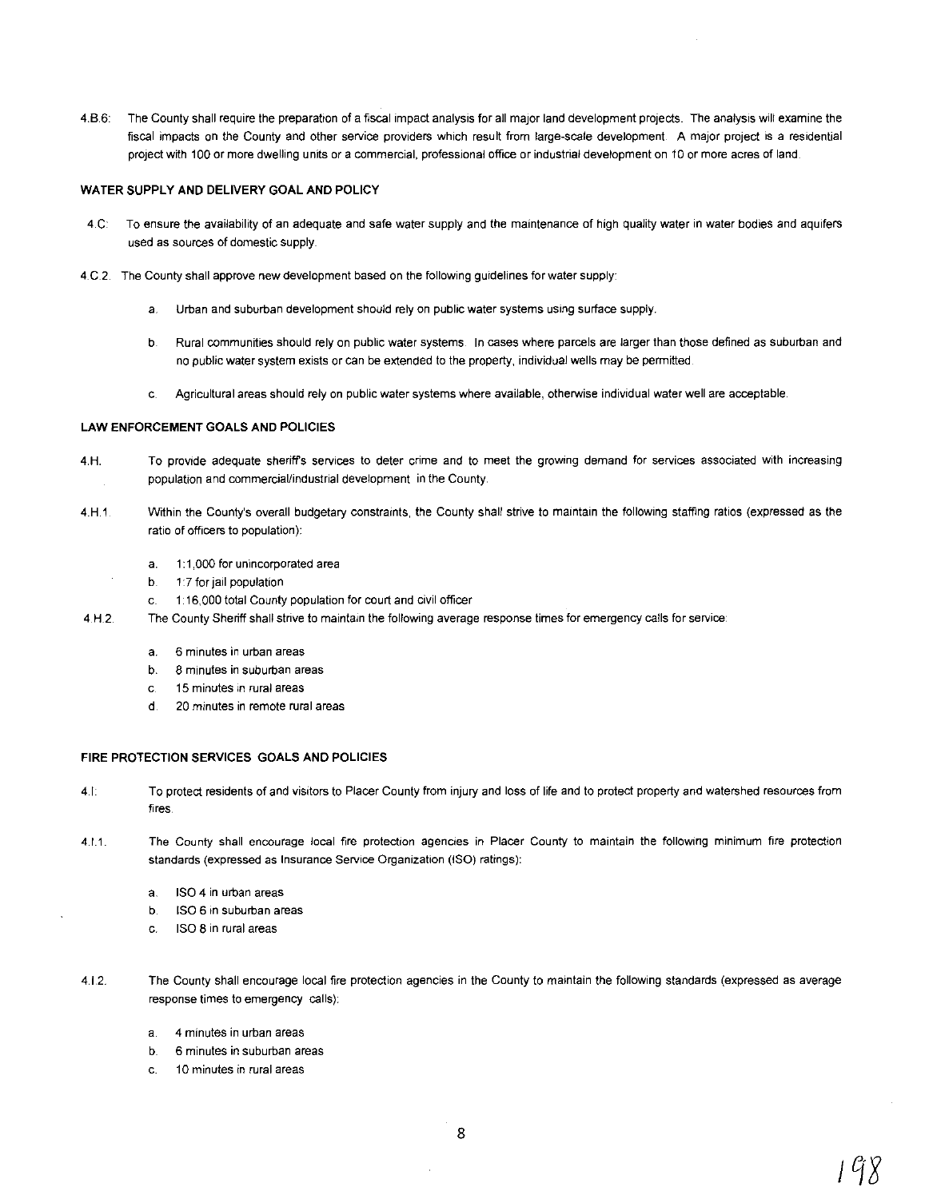4.B.6: The County shall require the preparation of a fiscal impact analysis for all major land development projects. The analysis will examine the fiscal impacts on the County and other service providers which result from large-scale development. A major project is a residential project with 100 or more dwelling units or a commercial, professional office or industrial development on 10 or more acres of land.

**WATER SUPPLY AND DELIVERY GOAL AND POLICY**

4.C: To ensure the availability of an adequate and safe water supply and the maintenance of high quality water in water bodies and aquifers used as sources of domestic supply.

4.C.2. The County shall approve new development based on the following guidelines for water supply:

a. Urban and suburban development should rely on public water systems using surface supply.

b. Rural communities should rely on public water systems. In cases where parcels are larger than those defined as suburban and no public water system exists or can be extended to the property, individual wells may be permitted.

c. Agricultural areas should rely on public water systems where available, otherwise individual water well are acceptable.

**LAW ENFORCEMENT GOALS AND POLICIES**

4.H. To provide adequate sheriff's services to deter crime and to meet the growing demand for services associated with increasing population and commercial/industrial development in the County.

4.H.1. Within the County's overall budgetary constraints, the County shall strive to maintain the following staffing ratios (expressed as the ratio of officers to population):

a. 1:1,000 for unincorporated area
b. 1:7 for jail population
c. 1:16,000 total County population for court and civil officer

4.H.2. The County Sheriff shall strive to maintain the following average response times for emergency calls for service:

a. 6 minutes in urban areas
b. 8 minutes in suburban areas
c. 15 minutes in rural areas
d. 20 minutes in remote rural areas

**FIRE PROTECTION SERVICES GOALS AND POLICIES**

4.I: To protect residents of and visitors to Placer County from injury and loss of life and to protect property and watershed resources from fires.

4.I.1. The County shall encourage local fire protection agencies in Placer County to maintain the following minimum fire protection standards (expressed as Insurance Service Organization (ISO) ratings):

a. ISO 4 in urban areas
b. ISO 6 in suburban areas
c. ISO 8 in rural areas

4.I.2. The County shall encourage local fire protection agencies in the County to maintain the following standards (expressed as average response times to emergency calls):

a. 4 minutes in urban areas
b. 6 minutes in suburban areas
c. 10 minutes in rural areas